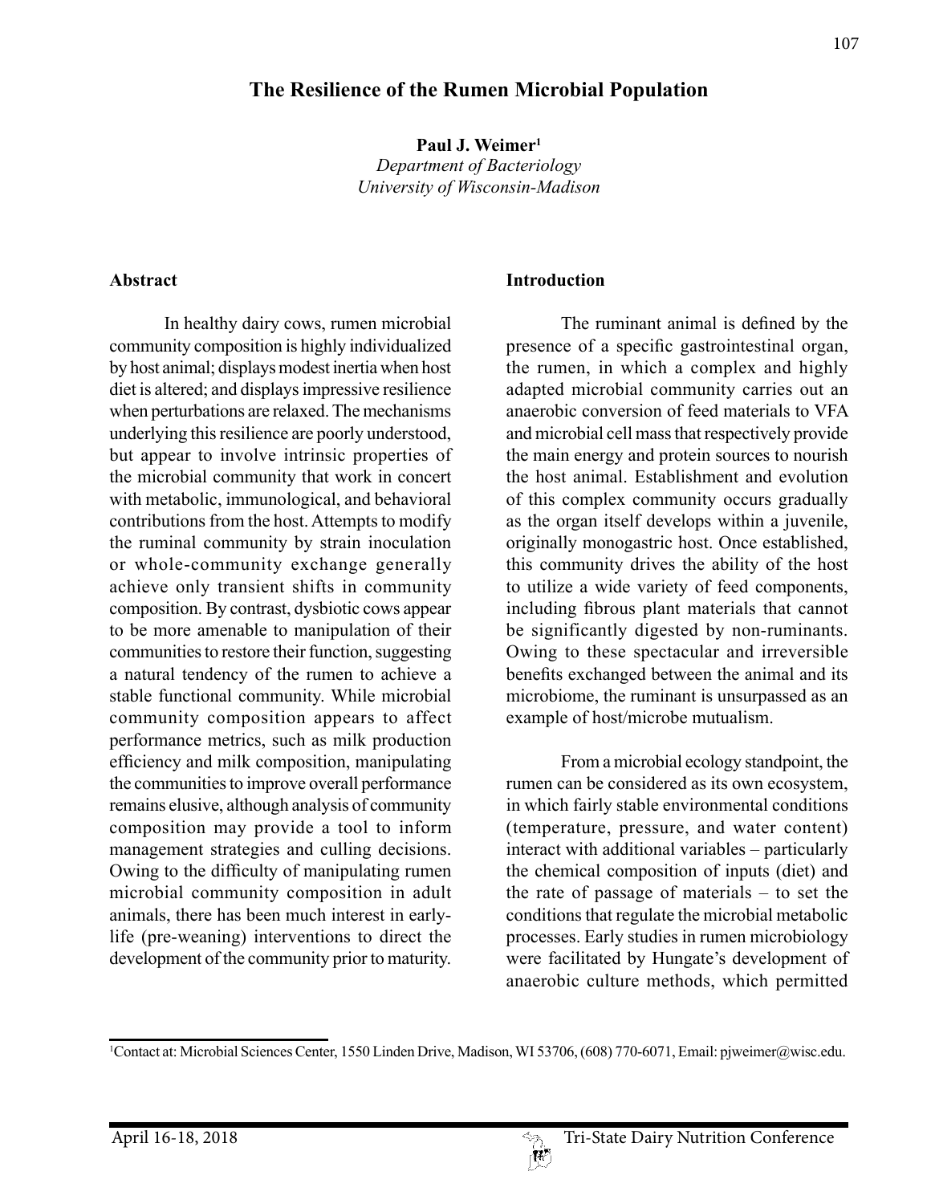# The Resilience of the Rumen Microbial Population

**Paul J. Weimer**[1]
*Department of Bacteriology*
*University of Wisconsin-Madison*

## Abstract

In healthy dairy cows, rumen microbial community composition is highly individualized by host animal; displays modest inertia when host diet is altered; and displays impressive resilience when perturbations are relaxed. The mechanisms underlying this resilience are poorly understood, but appear to involve intrinsic properties of the microbial community that work in concert with metabolic, immunological, and behavioral contributions from the host. Attempts to modify the ruminal community by strain inoculation or whole-community exchange generally achieve only transient shifts in community composition. By contrast, dysbiotic cows appear to be more amenable to manipulation of their communities to restore their function, suggesting a natural tendency of the rumen to achieve a stable functional community. While microbial community composition appears to affect performance metrics, such as milk production efficiency and milk composition, manipulating the communities to improve overall performance remains elusive, although analysis of community composition may provide a tool to inform management strategies and culling decisions. Owing to the difficulty of manipulating rumen microbial community composition in adult animals, there has been much interest in early-life (pre-weaning) interventions to direct the development of the community prior to maturity.

## Introduction

The ruminant animal is defined by the presence of a specific gastrointestinal organ, the rumen, in which a complex and highly adapted microbial community carries out an anaerobic conversion of feed materials to VFA and microbial cell mass that respectively provide the main energy and protein sources to nourish the host animal. Establishment and evolution of this complex community occurs gradually as the organ itself develops within a juvenile, originally monogastric host. Once established, this community drives the ability of the host to utilize a wide variety of feed components, including fibrous plant materials that cannot be significantly digested by non-ruminants. Owing to these spectacular and irreversible benefits exchanged between the animal and its microbiome, the ruminant is unsurpassed as an example of host/microbe mutualism.

From a microbial ecology standpoint, the rumen can be considered as its own ecosystem, in which fairly stable environmental conditions (temperature, pressure, and water content) interact with additional variables – particularly the chemical composition of inputs (diet) and the rate of passage of materials – to set the conditions that regulate the microbial metabolic processes. Early studies in rumen microbiology were facilitated by Hungate's development of anaerobic culture methods, which permitted

---

[1]Contact at: Microbial Sciences Center, 1550 Linden Drive, Madison, WI 53706, (608) 770-6071, Email: pjweimer@wisc.edu.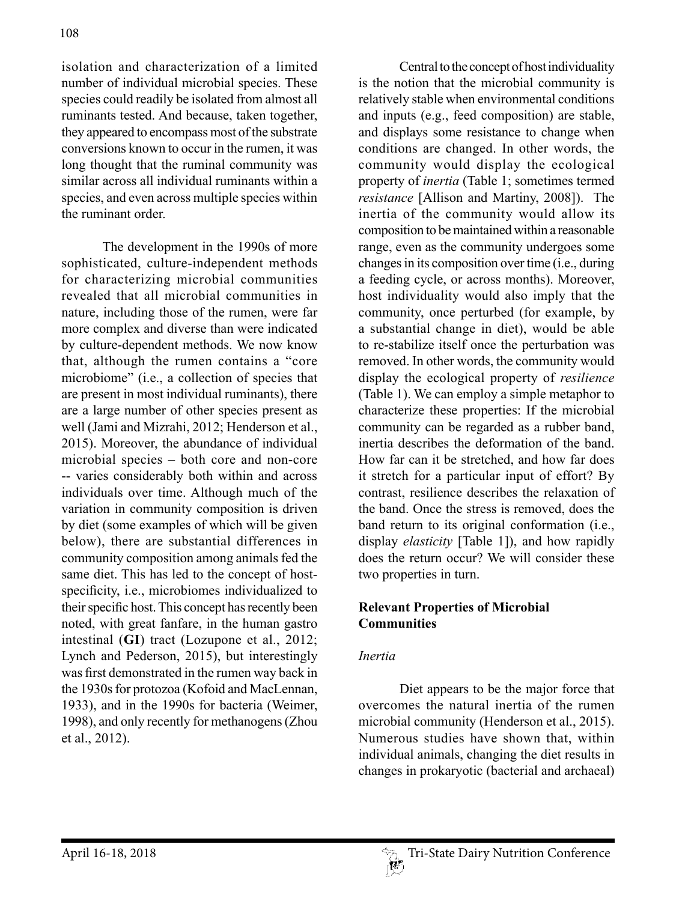isolation and characterization of a limited number of individual microbial species. These species could readily be isolated from almost all ruminants tested. And because, taken together, they appeared to encompass most of the substrate conversions known to occur in the rumen, it was long thought that the ruminal community was similar across all individual ruminants within a species, and even across multiple species within the ruminant order.

The development in the 1990s of more sophisticated, culture-independent methods for characterizing microbial communities revealed that all microbial communities in nature, including those of the rumen, were far more complex and diverse than were indicated by culture-dependent methods. We now know that, although the rumen contains a "core microbiome" (i.e., a collection of species that are present in most individual ruminants), there are a large number of other species present as well (Jami and Mizrahi, 2012; Henderson et al., 2015). Moreover, the abundance of individual microbial species – both core and non-core -- varies considerably both within and across individuals over time. Although much of the variation in community composition is driven by diet (some examples of which will be given below), there are substantial differences in community composition among animals fed the same diet. This has led to the concept of host-specificity, i.e., microbiomes individualized to their specific host. This concept has recently been noted, with great fanfare, in the human gastro intestinal (**GI**) tract (Lozupone et al., 2012; Lynch and Pederson, 2015), but interestingly was first demonstrated in the rumen way back in the 1930s for protozoa (Kofoid and MacLennan, 1933), and in the 1990s for bacteria (Weimer, 1998), and only recently for methanogens (Zhou et al., 2012).

Central to the concept of host individuality is the notion that the microbial community is relatively stable when environmental conditions and inputs (e.g., feed composition) are stable, and displays some resistance to change when conditions are changed. In other words, the community would display the ecological property of *inertia* (Table 1; sometimes termed *resistance* [Allison and Martiny, 2008]). The inertia of the community would allow its composition to be maintained within a reasonable range, even as the community undergoes some changes in its composition over time (i.e., during a feeding cycle, or across months). Moreover, host individuality would also imply that the community, once perturbed (for example, by a substantial change in diet), would be able to re-stabilize itself once the perturbation was removed. In other words, the community would display the ecological property of *resilience* (Table 1). We can employ a simple metaphor to characterize these properties: If the microbial community can be regarded as a rubber band, inertia describes the deformation of the band. How far can it be stretched, and how far does it stretch for a particular input of effort? By contrast, resilience describes the relaxation of the band. Once the stress is removed, does the band return to its original conformation (i.e., display *elasticity* [Table 1]), and how rapidly does the return occur? We will consider these two properties in turn.

## Relevant Properties of Microbial Communities

### *Inertia*

Diet appears to be the major force that overcomes the natural inertia of the rumen microbial community (Henderson et al., 2015). Numerous studies have shown that, within individual animals, changing the diet results in changes in prokaryotic (bacterial and archaeal)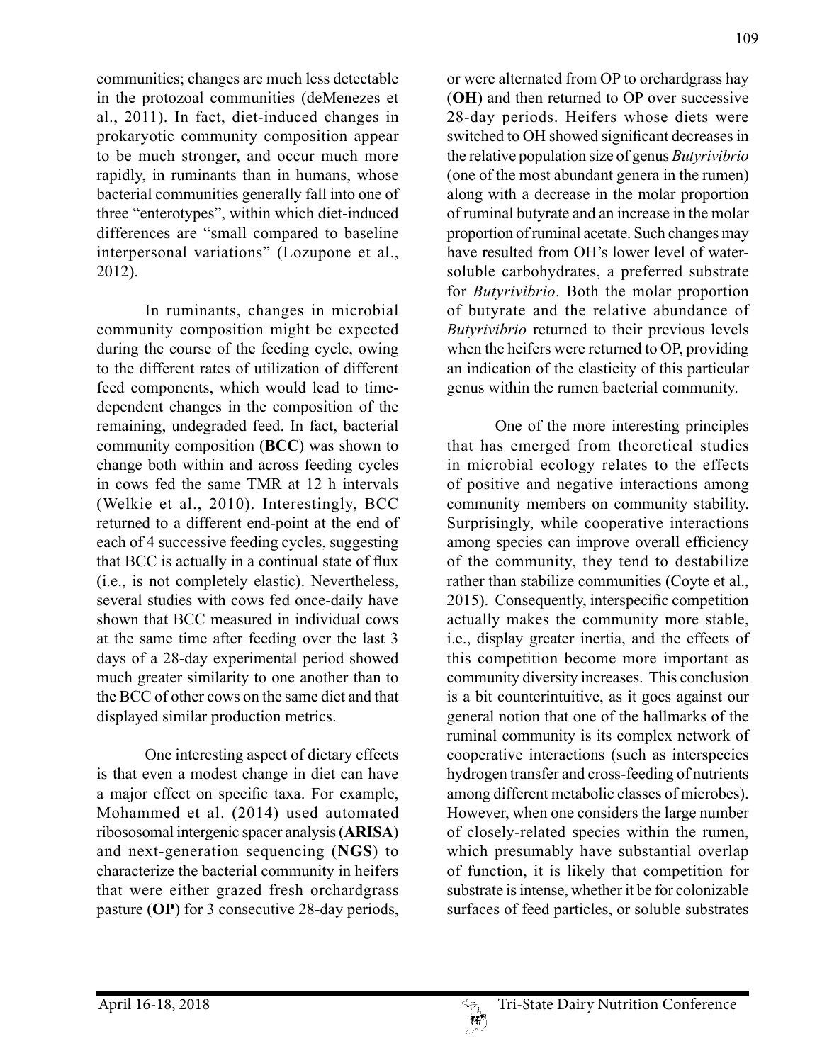communities; changes are much less detectable in the protozoal communities (deMenezes et al., 2011). In fact, diet-induced changes in prokaryotic community composition appear to be much stronger, and occur much more rapidly, in ruminants than in humans, whose bacterial communities generally fall into one of three "enterotypes", within which diet-induced differences are "small compared to baseline interpersonal variations" (Lozupone et al., 2012).

In ruminants, changes in microbial community composition might be expected during the course of the feeding cycle, owing to the different rates of utilization of different feed components, which would lead to time-dependent changes in the composition of the remaining, undegraded feed. In fact, bacterial community composition (**BCC**) was shown to change both within and across feeding cycles in cows fed the same TMR at 12 h intervals (Welkie et al., 2010). Interestingly, BCC returned to a different end-point at the end of each of 4 successive feeding cycles, suggesting that BCC is actually in a continual state of flux (i.e., is not completely elastic). Nevertheless, several studies with cows fed once-daily have shown that BCC measured in individual cows at the same time after feeding over the last 3 days of a 28-day experimental period showed much greater similarity to one another than to the BCC of other cows on the same diet and that displayed similar production metrics.

One interesting aspect of dietary effects is that even a modest change in diet can have a major effect on specific taxa. For example, Mohammed et al. (2014) used automated ribososomal intergenic spacer analysis (**ARISA**) and next-generation sequencing (**NGS**) to characterize the bacterial community in heifers that were either grazed fresh orchardgrass pasture (**OP**) for 3 consecutive 28-day periods, or were alternated from OP to orchardgrass hay (**OH**) and then returned to OP over successive 28-day periods. Heifers whose diets were switched to OH showed significant decreases in the relative population size of genus *Butyrivibrio* (one of the most abundant genera in the rumen) along with a decrease in the molar proportion of ruminal butyrate and an increase in the molar proportion of ruminal acetate. Such changes may have resulted from OH's lower level of water-soluble carbohydrates, a preferred substrate for *Butyrivibrio*. Both the molar proportion of butyrate and the relative abundance of *Butyrivibrio* returned to their previous levels when the heifers were returned to OP, providing an indication of the elasticity of this particular genus within the rumen bacterial community.

One of the more interesting principles that has emerged from theoretical studies in microbial ecology relates to the effects of positive and negative interactions among community members on community stability. Surprisingly, while cooperative interactions among species can improve overall efficiency of the community, they tend to destabilize rather than stabilize communities (Coyte et al., 2015). Consequently, interspecific competition actually makes the community more stable, i.e., display greater inertia, and the effects of this competition become more important as community diversity increases. This conclusion is a bit counterintuitive, as it goes against our general notion that one of the hallmarks of the ruminal community is its complex network of cooperative interactions (such as interspecies hydrogen transfer and cross-feeding of nutrients among different metabolic classes of microbes). However, when one considers the large number of closely-related species within the rumen, which presumably have substantial overlap of function, it is likely that competition for substrate is intense, whether it be for colonizable surfaces of feed particles, or soluble substrates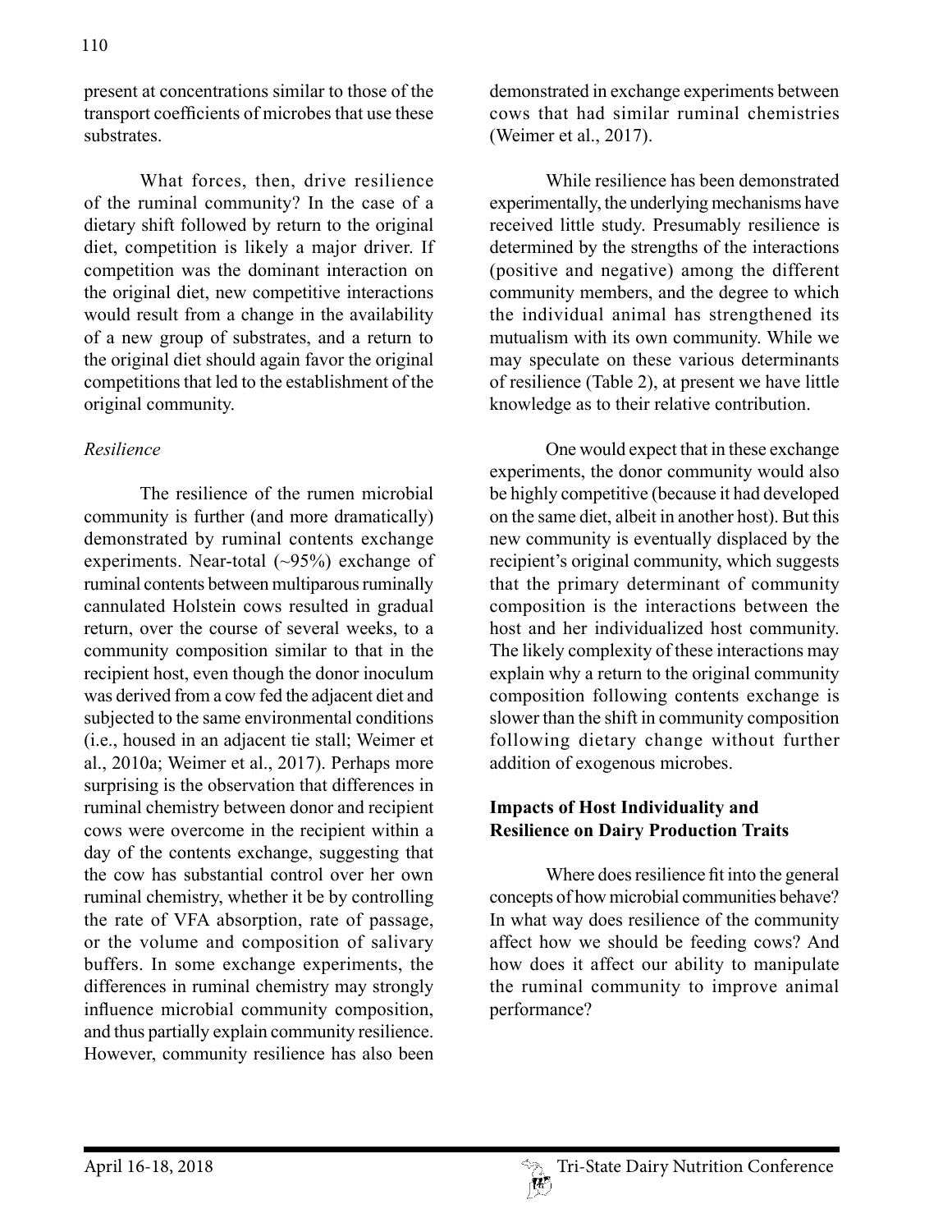present at concentrations similar to those of the transport coefficients of microbes that use these substrates.

What forces, then, drive resilience of the ruminal community? In the case of a dietary shift followed by return to the original diet, competition is likely a major driver. If competition was the dominant interaction on the original diet, new competitive interactions would result from a change in the availability of a new group of substrates, and a return to the original diet should again favor the original competitions that led to the establishment of the original community.

*Resilience*

The resilience of the rumen microbial community is further (and more dramatically) demonstrated by ruminal contents exchange experiments. Near-total (~95%) exchange of ruminal contents between multiparous ruminally cannulated Holstein cows resulted in gradual return, over the course of several weeks, to a community composition similar to that in the recipient host, even though the donor inoculum was derived from a cow fed the adjacent diet and subjected to the same environmental conditions (i.e., housed in an adjacent tie stall; Weimer et al., 2010a; Weimer et al., 2017). Perhaps more surprising is the observation that differences in ruminal chemistry between donor and recipient cows were overcome in the recipient within a day of the contents exchange, suggesting that the cow has substantial control over her own ruminal chemistry, whether it be by controlling the rate of VFA absorption, rate of passage, or the volume and composition of salivary buffers. In some exchange experiments, the differences in ruminal chemistry may strongly influence microbial community composition, and thus partially explain community resilience. However, community resilience has also been demonstrated in exchange experiments between cows that had similar ruminal chemistries (Weimer et al., 2017).

While resilience has been demonstrated experimentally, the underlying mechanisms have received little study. Presumably resilience is determined by the strengths of the interactions (positive and negative) among the different community members, and the degree to which the individual animal has strengthened its mutualism with its own community. While we may speculate on these various determinants of resilience (Table 2), at present we have little knowledge as to their relative contribution.

One would expect that in these exchange experiments, the donor community would also be highly competitive (because it had developed on the same diet, albeit in another host). But this new community is eventually displaced by the recipient's original community, which suggests that the primary determinant of community composition is the interactions between the host and her individualized host community. The likely complexity of these interactions may explain why a return to the original community composition following contents exchange is slower than the shift in community composition following dietary change without further addition of exogenous microbes.

## Impacts of Host Individuality and Resilience on Dairy Production Traits

Where does resilience fit into the general concepts of how microbial communities behave? In what way does resilience of the community affect how we should be feeding cows? And how does it affect our ability to manipulate the ruminal community to improve animal performance?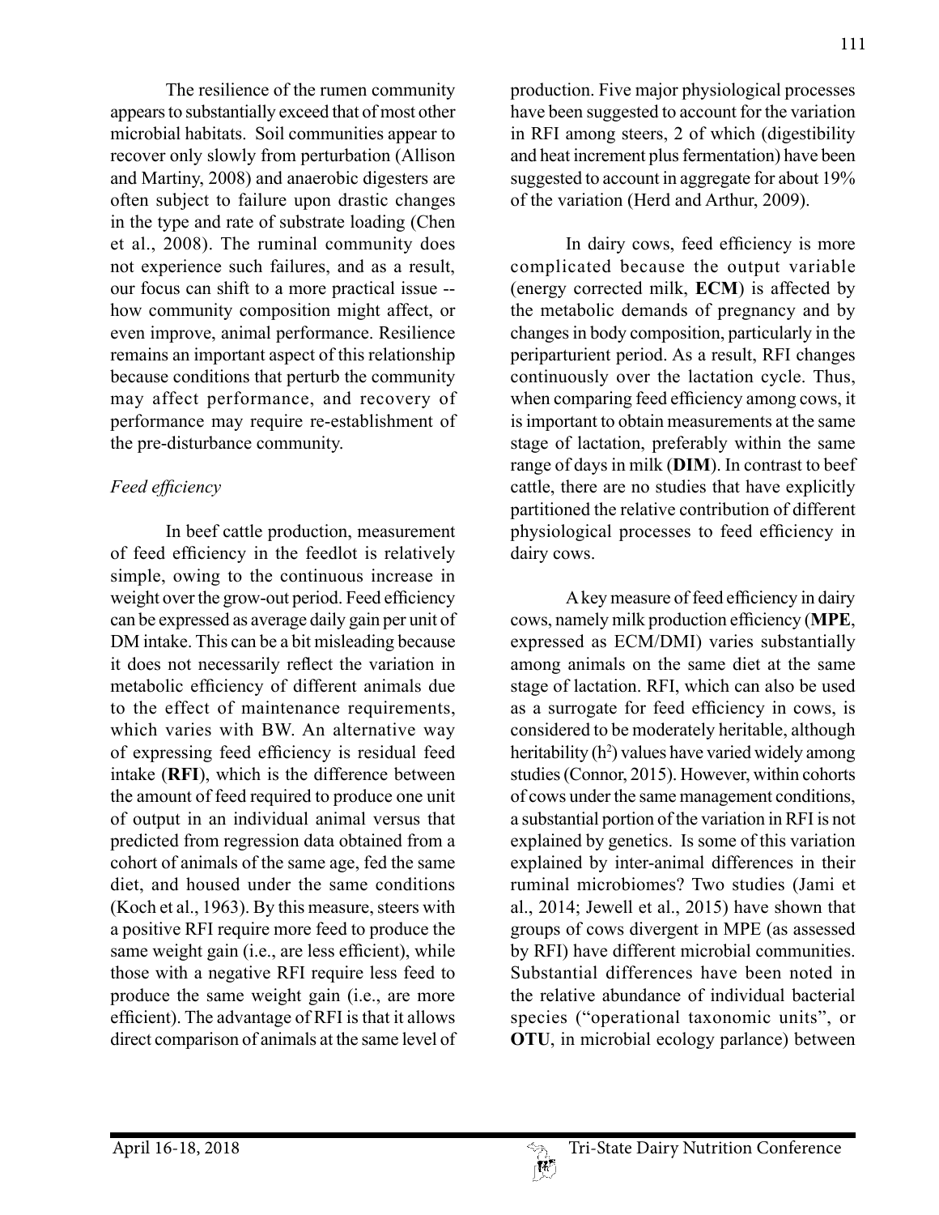The resilience of the rumen community appears to substantially exceed that of most other microbial habitats. Soil communities appear to recover only slowly from perturbation (Allison and Martiny, 2008) and anaerobic digesters are often subject to failure upon drastic changes in the type and rate of substrate loading (Chen et al., 2008). The ruminal community does not experience such failures, and as a result, our focus can shift to a more practical issue -- how community composition might affect, or even improve, animal performance. Resilience remains an important aspect of this relationship because conditions that perturb the community may affect performance, and recovery of performance may require re-establishment of the pre-disturbance community.

*Feed efficiency*

In beef cattle production, measurement of feed efficiency in the feedlot is relatively simple, owing to the continuous increase in weight over the grow-out period. Feed efficiency can be expressed as average daily gain per unit of DM intake. This can be a bit misleading because it does not necessarily reflect the variation in metabolic efficiency of different animals due to the effect of maintenance requirements, which varies with BW. An alternative way of expressing feed efficiency is residual feed intake (**RFI**), which is the difference between the amount of feed required to produce one unit of output in an individual animal versus that predicted from regression data obtained from a cohort of animals of the same age, fed the same diet, and housed under the same conditions (Koch et al., 1963). By this measure, steers with a positive RFI require more feed to produce the same weight gain (i.e., are less efficient), while those with a negative RFI require less feed to produce the same weight gain (i.e., are more efficient). The advantage of RFI is that it allows direct comparison of animals at the same level of production. Five major physiological processes have been suggested to account for the variation in RFI among steers, 2 of which (digestibility and heat increment plus fermentation) have been suggested to account in aggregate for about 19% of the variation (Herd and Arthur, 2009).

In dairy cows, feed efficiency is more complicated because the output variable (energy corrected milk, **ECM**) is affected by the metabolic demands of pregnancy and by changes in body composition, particularly in the periparturient period. As a result, RFI changes continuously over the lactation cycle. Thus, when comparing feed efficiency among cows, it is important to obtain measurements at the same stage of lactation, preferably within the same range of days in milk (**DIM**). In contrast to beef cattle, there are no studies that have explicitly partitioned the relative contribution of different physiological processes to feed efficiency in dairy cows.

A key measure of feed efficiency in dairy cows, namely milk production efficiency (**MPE**, expressed as ECM/DMI) varies substantially among animals on the same diet at the same stage of lactation. RFI, which can also be used as a surrogate for feed efficiency in cows, is considered to be moderately heritable, although heritability ($h^2$) values have varied widely among studies (Connor, 2015). However, within cohorts of cows under the same management conditions, a substantial portion of the variation in RFI is not explained by genetics. Is some of this variation explained by inter-animal differences in their ruminal microbiomes? Two studies (Jami et al., 2014; Jewell et al., 2015) have shown that groups of cows divergent in MPE (as assessed by RFI) have different microbial communities. Substantial differences have been noted in the relative abundance of individual bacterial species ("operational taxonomic units", or **OTU**, in microbial ecology parlance) between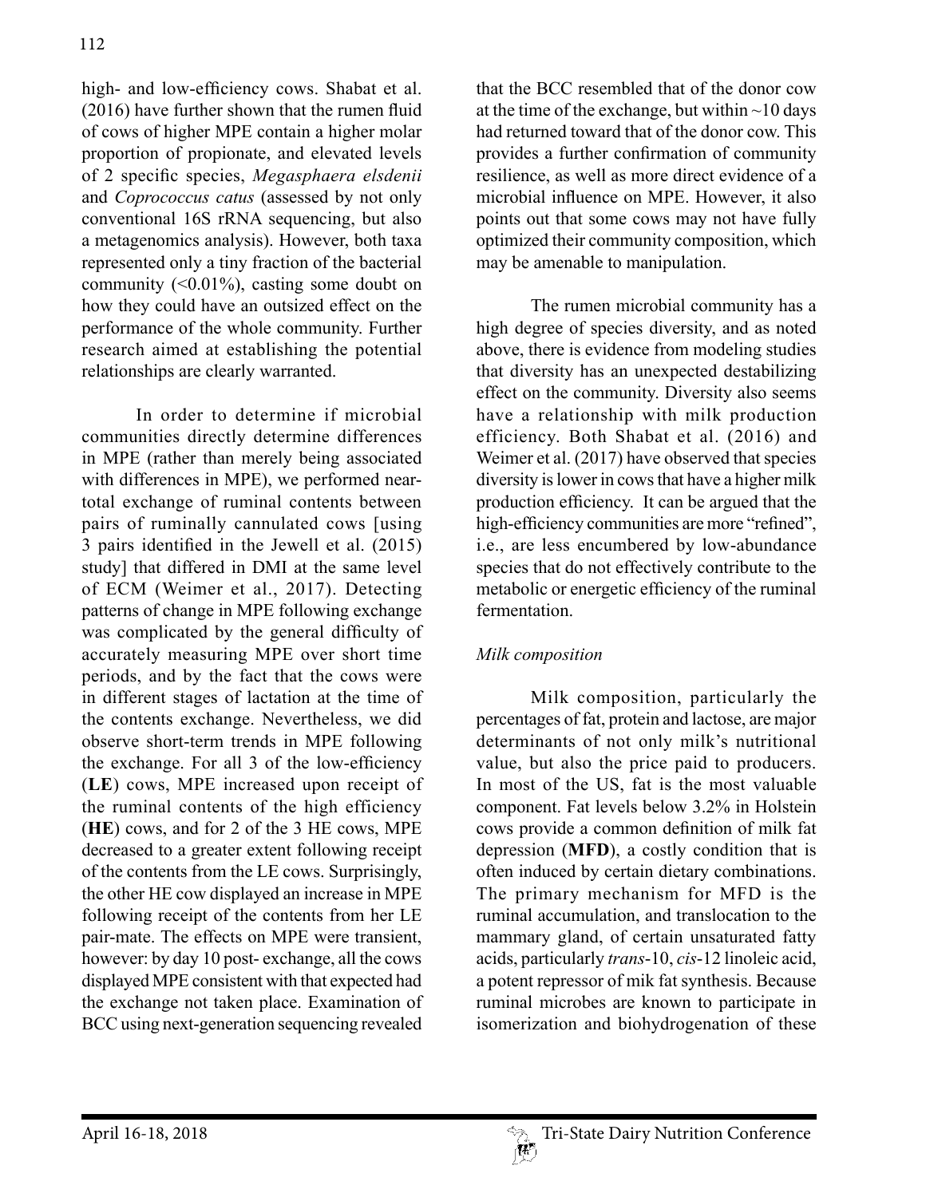high- and low-efficiency cows. Shabat et al. (2016) have further shown that the rumen fluid of cows of higher MPE contain a higher molar proportion of propionate, and elevated levels of 2 specific species, *Megasphaera elsdenii* and *Coprococcus catus* (assessed by not only conventional 16S rRNA sequencing, but also a metagenomics analysis). However, both taxa represented only a tiny fraction of the bacterial community (<0.01%), casting some doubt on how they could have an outsized effect on the performance of the whole community. Further research aimed at establishing the potential relationships are clearly warranted.

In order to determine if microbial communities directly determine differences in MPE (rather than merely being associated with differences in MPE), we performed near-total exchange of ruminal contents between pairs of ruminally cannulated cows [using 3 pairs identified in the Jewell et al. (2015) study] that differed in DMI at the same level of ECM (Weimer et al., 2017). Detecting patterns of change in MPE following exchange was complicated by the general difficulty of accurately measuring MPE over short time periods, and by the fact that the cows were in different stages of lactation at the time of the contents exchange. Nevertheless, we did observe short-term trends in MPE following the exchange. For all 3 of the low-efficiency (**LE**) cows, MPE increased upon receipt of the ruminal contents of the high efficiency (**HE**) cows, and for 2 of the 3 HE cows, MPE decreased to a greater extent following receipt of the contents from the LE cows. Surprisingly, the other HE cow displayed an increase in MPE following receipt of the contents from her LE pair-mate. The effects on MPE were transient, however: by day 10 post- exchange, all the cows displayed MPE consistent with that expected had the exchange not taken place. Examination of BCC using next-generation sequencing revealed that the BCC resembled that of the donor cow at the time of the exchange, but within ~10 days had returned toward that of the donor cow. This provides a further confirmation of community resilience, as well as more direct evidence of a microbial influence on MPE. However, it also points out that some cows may not have fully optimized their community composition, which may be amenable to manipulation.

The rumen microbial community has a high degree of species diversity, and as noted above, there is evidence from modeling studies that diversity has an unexpected destabilizing effect on the community. Diversity also seems have a relationship with milk production efficiency. Both Shabat et al. (2016) and Weimer et al. (2017) have observed that species diversity is lower in cows that have a higher milk production efficiency. It can be argued that the high-efficiency communities are more "refined", i.e., are less encumbered by low-abundance species that do not effectively contribute to the metabolic or energetic efficiency of the ruminal fermentation.

*Milk composition*

Milk composition, particularly the percentages of fat, protein and lactose, are major determinants of not only milk's nutritional value, but also the price paid to producers. In most of the US, fat is the most valuable component. Fat levels below 3.2% in Holstein cows provide a common definition of milk fat depression (**MFD**), a costly condition that is often induced by certain dietary combinations. The primary mechanism for MFD is the ruminal accumulation, and translocation to the mammary gland, of certain unsaturated fatty acids, particularly *trans*-10, *cis*-12 linoleic acid, a potent repressor of mik fat synthesis. Because ruminal microbes are known to participate in isomerization and biohydrogenation of these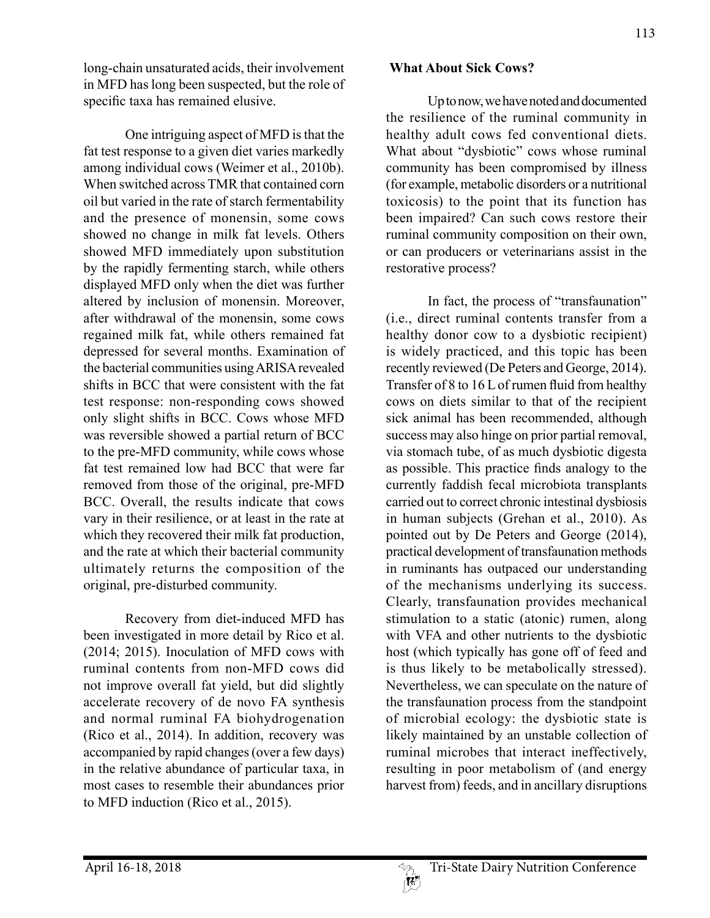long-chain unsaturated acids, their involvement in MFD has long been suspected, but the role of specific taxa has remained elusive.

One intriguing aspect of MFD is that the fat test response to a given diet varies markedly among individual cows (Weimer et al., 2010b). When switched across TMR that contained corn oil but varied in the rate of starch fermentability and the presence of monensin, some cows showed no change in milk fat levels. Others showed MFD immediately upon substitution by the rapidly fermenting starch, while others displayed MFD only when the diet was further altered by inclusion of monensin. Moreover, after withdrawal of the monensin, some cows regained milk fat, while others remained fat depressed for several months. Examination of the bacterial communities using ARISA revealed shifts in BCC that were consistent with the fat test response: non-responding cows showed only slight shifts in BCC. Cows whose MFD was reversible showed a partial return of BCC to the pre-MFD community, while cows whose fat test remained low had BCC that were far removed from those of the original, pre-MFD BCC. Overall, the results indicate that cows vary in their resilience, or at least in the rate at which they recovered their milk fat production, and the rate at which their bacterial community ultimately returns the composition of the original, pre-disturbed community.

Recovery from diet-induced MFD has been investigated in more detail by Rico et al. (2014; 2015). Inoculation of MFD cows with ruminal contents from non-MFD cows did not improve overall fat yield, but did slightly accelerate recovery of de novo FA synthesis and normal ruminal FA biohydrogenation (Rico et al., 2014). In addition, recovery was accompanied by rapid changes (over a few days) in the relative abundance of particular taxa, in most cases to resemble their abundances prior to MFD induction (Rico et al., 2015).

## What About Sick Cows?

Up to now, we have noted and documented the resilience of the ruminal community in healthy adult cows fed conventional diets. What about "dysbiotic" cows whose ruminal community has been compromised by illness (for example, metabolic disorders or a nutritional toxicosis) to the point that its function has been impaired? Can such cows restore their ruminal community composition on their own, or can producers or veterinarians assist in the restorative process?

In fact, the process of "transfaunation" (i.e., direct ruminal contents transfer from a healthy donor cow to a dysbiotic recipient) is widely practiced, and this topic has been recently reviewed (De Peters and George, 2014). Transfer of 8 to 16 L of rumen fluid from healthy cows on diets similar to that of the recipient sick animal has been recommended, although success may also hinge on prior partial removal, via stomach tube, of as much dysbiotic digesta as possible. This practice finds analogy to the currently faddish fecal microbiota transplants carried out to correct chronic intestinal dysbiosis in human subjects (Grehan et al., 2010). As pointed out by De Peters and George (2014), practical development of transfaunation methods in ruminants has outpaced our understanding of the mechanisms underlying its success. Clearly, transfaunation provides mechanical stimulation to a static (atonic) rumen, along with VFA and other nutrients to the dysbiotic host (which typically has gone off of feed and is thus likely to be metabolically stressed). Nevertheless, we can speculate on the nature of the transfaunation process from the standpoint of microbial ecology: the dysbiotic state is likely maintained by an unstable collection of ruminal microbes that interact ineffectively, resulting in poor metabolism of (and energy harvest from) feeds, and in ancillary disruptions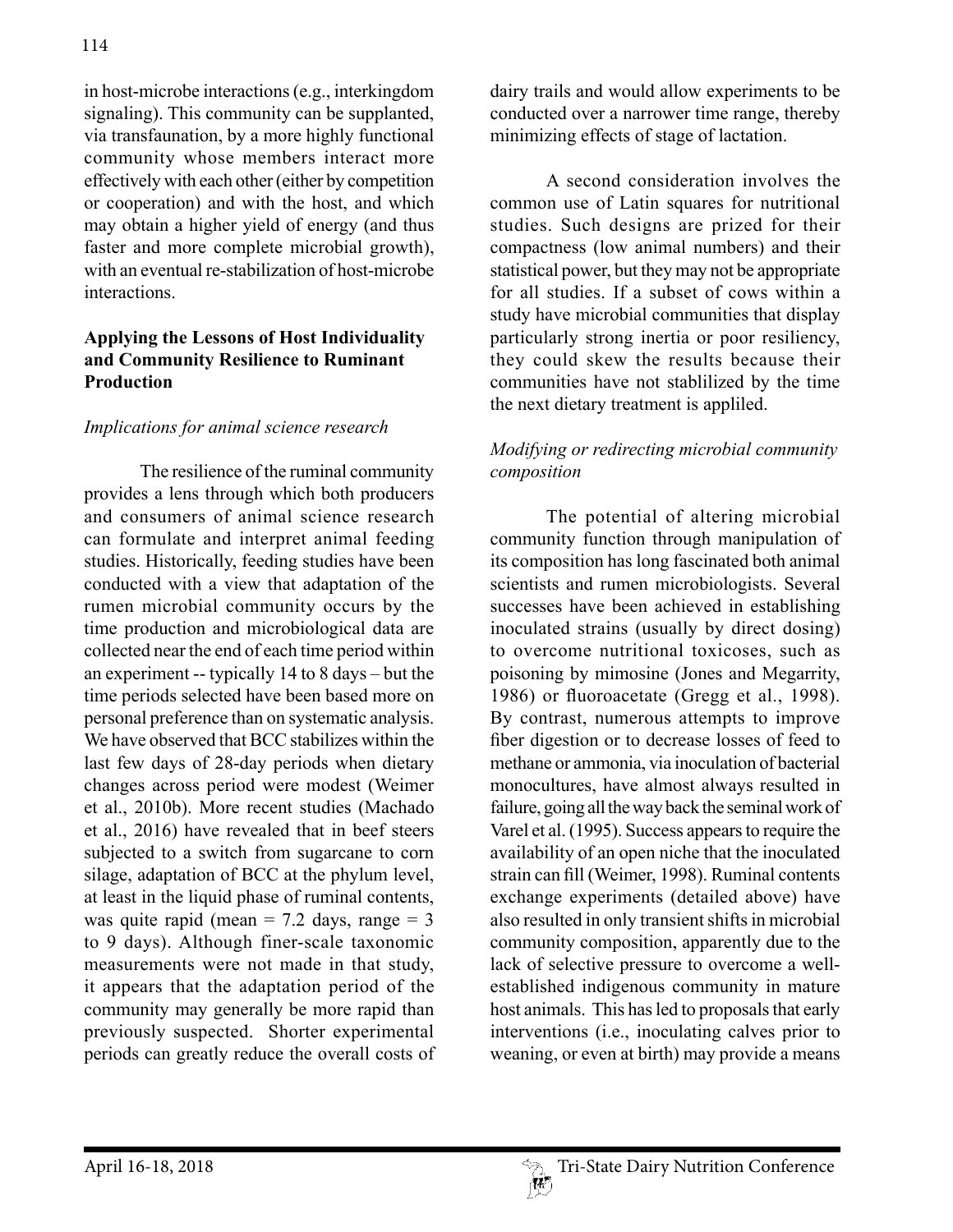in host-microbe interactions (e.g., interkingdom signaling). This community can be supplanted, via transfaunation, by a more highly functional community whose members interact more effectively with each other (either by competition or cooperation) and with the host, and which may obtain a higher yield of energy (and thus faster and more complete microbial growth), with an eventual re-stabilization of host-microbe interactions.

## Applying the Lessons of Host Individuality and Community Resilience to Ruminant Production

### *Implications for animal science research*

The resilience of the ruminal community provides a lens through which both producers and consumers of animal science research can formulate and interpret animal feeding studies. Historically, feeding studies have been conducted with a view that adaptation of the rumen microbial community occurs by the time production and microbiological data are collected near the end of each time period within an experiment -- typically 14 to 8 days – but the time periods selected have been based more on personal preference than on systematic analysis. We have observed that BCC stabilizes within the last few days of 28-day periods when dietary changes across period were modest (Weimer et al., 2010b). More recent studies (Machado et al., 2016) have revealed that in beef steers subjected to a switch from sugarcane to corn silage, adaptation of BCC at the phylum level, at least in the liquid phase of ruminal contents, was quite rapid (mean = 7.2 days, range = 3 to 9 days). Although finer-scale taxonomic measurements were not made in that study, it appears that the adaptation period of the community may generally be more rapid than previously suspected. Shorter experimental periods can greatly reduce the overall costs of dairy trails and would allow experiments to be conducted over a narrower time range, thereby minimizing effects of stage of lactation.

A second consideration involves the common use of Latin squares for nutritional studies. Such designs are prized for their compactness (low animal numbers) and their statistical power, but they may not be appropriate for all studies. If a subset of cows within a study have microbial communities that display particularly strong inertia or poor resiliency, they could skew the results because their communities have not stablilized by the time the next dietary treatment is appliled.

### *Modifying or redirecting microbial community composition*

The potential of altering microbial community function through manipulation of its composition has long fascinated both animal scientists and rumen microbiologists. Several successes have been achieved in establishing inoculated strains (usually by direct dosing) to overcome nutritional toxicoses, such as poisoning by mimosine (Jones and Megarrity, 1986) or fluoroacetate (Gregg et al., 1998). By contrast, numerous attempts to improve fiber digestion or to decrease losses of feed to methane or ammonia, via inoculation of bacterial monocultures, have almost always resulted in failure, going all the way back the seminal work of Varel et al. (1995). Success appears to require the availability of an open niche that the inoculated strain can fill (Weimer, 1998). Ruminal contents exchange experiments (detailed above) have also resulted in only transient shifts in microbial community composition, apparently due to the lack of selective pressure to overcome a well-established indigenous community in mature host animals. This has led to proposals that early interventions (i.e., inoculating calves prior to weaning, or even at birth) may provide a means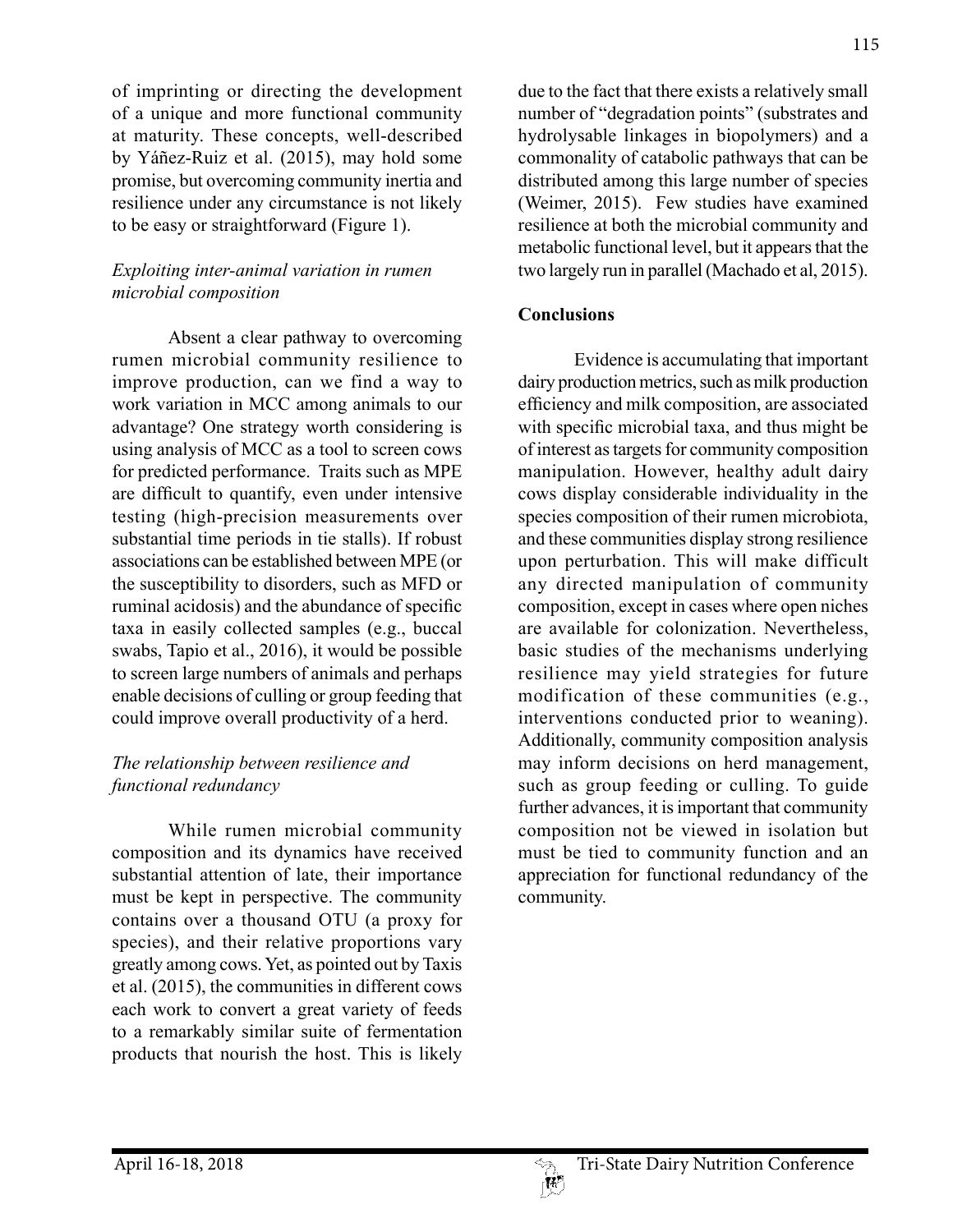of imprinting or directing the development of a unique and more functional community at maturity. These concepts, well-described by Yáñez-Ruiz et al. (2015), may hold some promise, but overcoming community inertia and resilience under any circumstance is not likely to be easy or straightforward (Figure 1).

### *Exploiting inter-animal variation in rumen microbial composition*

Absent a clear pathway to overcoming rumen microbial community resilience to improve production, can we find a way to work variation in MCC among animals to our advantage? One strategy worth considering is using analysis of MCC as a tool to screen cows for predicted performance. Traits such as MPE are difficult to quantify, even under intensive testing (high-precision measurements over substantial time periods in tie stalls). If robust associations can be established between MPE (or the susceptibility to disorders, such as MFD or ruminal acidosis) and the abundance of specific taxa in easily collected samples (e.g., buccal swabs, Tapio et al., 2016), it would be possible to screen large numbers of animals and perhaps enable decisions of culling or group feeding that could improve overall productivity of a herd.

### *The relationship between resilience and functional redundancy*

While rumen microbial community composition and its dynamics have received substantial attention of late, their importance must be kept in perspective. The community contains over a thousand OTU (a proxy for species), and their relative proportions vary greatly among cows. Yet, as pointed out by Taxis et al. (2015), the communities in different cows each work to convert a great variety of feeds to a remarkably similar suite of fermentation products that nourish the host. This is likely due to the fact that there exists a relatively small number of "degradation points" (substrates and hydrolysable linkages in biopolymers) and a commonality of catabolic pathways that can be distributed among this large number of species (Weimer, 2015). Few studies have examined resilience at both the microbial community and metabolic functional level, but it appears that the two largely run in parallel (Machado et al, 2015).

## **Conclusions**

Evidence is accumulating that important dairy production metrics, such as milk production efficiency and milk composition, are associated with specific microbial taxa, and thus might be of interest as targets for community composition manipulation. However, healthy adult dairy cows display considerable individuality in the species composition of their rumen microbiota, and these communities display strong resilience upon perturbation. This will make difficult any directed manipulation of community composition, except in cases where open niches are available for colonization. Nevertheless, basic studies of the mechanisms underlying resilience may yield strategies for future modification of these communities (e.g., interventions conducted prior to weaning). Additionally, community composition analysis may inform decisions on herd management, such as group feeding or culling. To guide further advances, it is important that community composition not be viewed in isolation but must be tied to community function and an appreciation for functional redundancy of the community.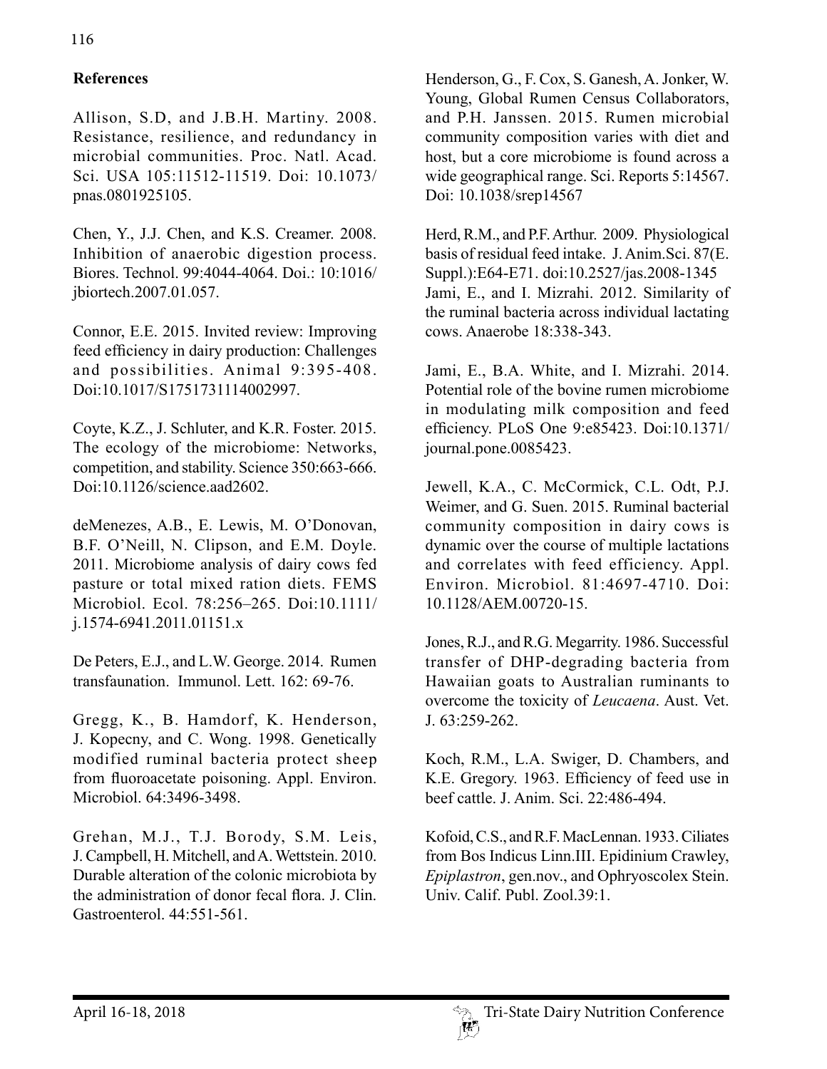## References

Allison, S.D, and J.B.H. Martiny. 2008. Resistance, resilience, and redundancy in microbial communities. Proc. Natl. Acad. Sci. USA 105:11512-11519. Doi: 10.1073/pnas.0801925105.

Chen, Y., J.J. Chen, and K.S. Creamer. 2008. Inhibition of anaerobic digestion process. Biores. Technol. 99:4044-4064. Doi.: 10:1016/jbiortech.2007.01.057.

Connor, E.E. 2015. Invited review: Improving feed efficiency in dairy production: Challenges and possibilities. Animal 9:395-408. Doi:10.1017/S1751731114002997.

Coyte, K.Z., J. Schluter, and K.R. Foster. 2015. The ecology of the microbiome: Networks, competition, and stability. Science 350:663-666. Doi:10.1126/science.aad2602.

deMenezes, A.B., E. Lewis, M. O'Donovan, B.F. O'Neill, N. Clipson, and E.M. Doyle. 2011. Microbiome analysis of dairy cows fed pasture or total mixed ration diets. FEMS Microbiol. Ecol. 78:256–265. Doi:10.1111/j.1574-6941.2011.01151.x

De Peters, E.J., and L.W. George. 2014. Rumen transfaunation. Immunol. Lett. 162: 69-76.

Gregg, K., B. Hamdorf, K. Henderson, J. Kopecny, and C. Wong. 1998. Genetically modified ruminal bacteria protect sheep from fluoroacetate poisoning. Appl. Environ. Microbiol. 64:3496-3498.

Grehan, M.J., T.J. Borody, S.M. Leis, J. Campbell, H. Mitchell, and A. Wettstein. 2010. Durable alteration of the colonic microbiota by the administration of donor fecal flora. J. Clin. Gastroenterol. 44:551-561.

Henderson, G., F. Cox, S. Ganesh, A. Jonker, W. Young, Global Rumen Census Collaborators, and P.H. Janssen. 2015. Rumen microbial community composition varies with diet and host, but a core microbiome is found across a wide geographical range. Sci. Reports 5:14567. Doi: 10.1038/srep14567

Herd, R.M., and P.F. Arthur. 2009. Physiological basis of residual feed intake. J. Anim.Sci. 87(E. Suppl.):E64-E71. doi:10.2527/jas.2008-1345

Jami, E., and I. Mizrahi. 2012. Similarity of the ruminal bacteria across individual lactating cows. Anaerobe 18:338-343.

Jami, E., B.A. White, and I. Mizrahi. 2014. Potential role of the bovine rumen microbiome in modulating milk composition and feed efficiency. PLoS One 9:e85423. Doi:10.1371/journal.pone.0085423.

Jewell, K.A., C. McCormick, C.L. Odt, P.J. Weimer, and G. Suen. 2015. Ruminal bacterial community composition in dairy cows is dynamic over the course of multiple lactations and correlates with feed efficiency. Appl. Environ. Microbiol. 81:4697-4710. Doi: 10.1128/AEM.00720-15.

Jones, R.J., and R.G. Megarrity. 1986. Successful transfer of DHP-degrading bacteria from Hawaiian goats to Australian ruminants to overcome the toxicity of *Leucaena*. Aust. Vet. J. 63:259-262.

Koch, R.M., L.A. Swiger, D. Chambers, and K.E. Gregory. 1963. Efficiency of feed use in beef cattle. J. Anim. Sci. 22:486-494.

Kofoid, C.S., and R.F. MacLennan. 1933. Ciliates from Bos Indicus Linn.III. Epidinium Crawley, *Epiplastron*, gen.nov., and Ophryoscolex Stein. Univ. Calif. Publ. Zool.39:1.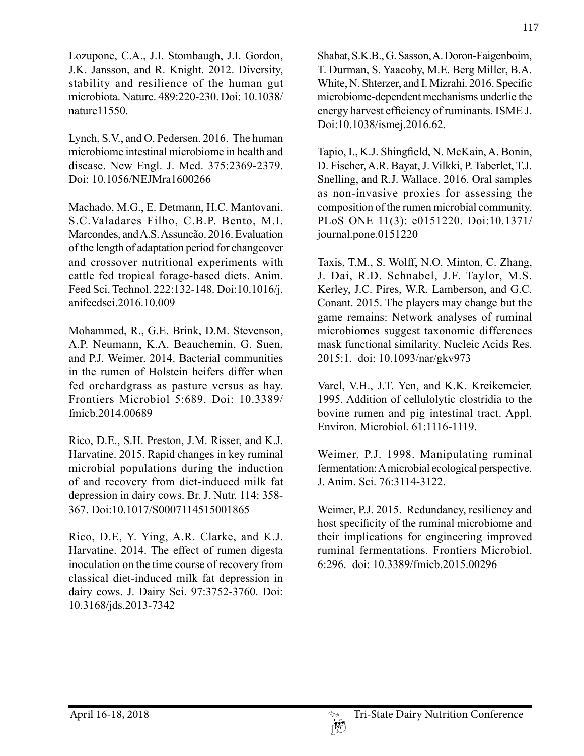Lozupone, C.A., J.I. Stombaugh, J.I. Gordon, J.K. Jansson, and R. Knight. 2012. Diversity, stability and resilience of the human gut microbiota. Nature. 489:220-230. Doi: 10.1038/nature11550.

Lynch, S.V., and O. Pedersen. 2016. The human microbiome intestinal microbiome in health and disease. New Engl. J. Med. 375:2369-2379. Doi: 10.1056/NEJMra1600266

Machado, M.G., E. Detmann, H.C. Mantovani, S.C.Valadares Filho, C.B.P. Bento, M.I. Marcondes, and A.S. Assuncão. 2016. Evaluation of the length of adaptation period for changeover and crossover nutritional experiments with cattle fed tropical forage-based diets. Anim. Feed Sci. Technol. 222:132-148. Doi:10.1016/j.anifeedsci.2016.10.009

Mohammed, R., G.E. Brink, D.M. Stevenson, A.P. Neumann, K.A. Beauchemin, G. Suen, and P.J. Weimer. 2014. Bacterial communities in the rumen of Holstein heifers differ when fed orchardgrass as pasture versus as hay. Frontiers Microbiol 5:689. Doi: 10.3389/fmicb.2014.00689

Rico, D.E., S.H. Preston, J.M. Risser, and K.J. Harvatine. 2015. Rapid changes in key ruminal microbial populations during the induction of and recovery from diet-induced milk fat depression in dairy cows. Br. J. Nutr. 114: 358-367. Doi:10.1017/S0007114515001865

Rico, D.E, Y. Ying, A.R. Clarke, and K.J. Harvatine. 2014. The effect of rumen digesta inoculation on the time course of recovery from classical diet-induced milk fat depression in dairy cows. J. Dairy Sci. 97:3752-3760. Doi: 10.3168/jds.2013-7342

Shabat, S.K.B., G. Sasson, A. Doron-Faigenboim, T. Durman, S. Yaacoby, M.E. Berg Miller, B.A. White, N. Shterzer, and I. Mizrahi. 2016. Specific microbiome-dependent mechanisms underlie the energy harvest efficiency of ruminants. ISME J. Doi:10.1038/ismej.2016.62.

Tapio, I., K.J. Shingfield, N. McKain, A. Bonin, D. Fischer, A.R. Bayat, J. Vilkki, P. Taberlet, T.J. Snelling, and R.J. Wallace. 2016. Oral samples as non-invasive proxies for assessing the composition of the rumen microbial community. PLoS ONE 11(3): e0151220. Doi:10.1371/journal.pone.0151220

Taxis, T.M., S. Wolff, N.O. Minton, C. Zhang, J. Dai, R.D. Schnabel, J.F. Taylor, M.S. Kerley, J.C. Pires, W.R. Lamberson, and G.C. Conant. 2015. The players may change but the game remains: Network analyses of ruminal microbiomes suggest taxonomic differences mask functional similarity. Nucleic Acids Res. 2015:1. doi: 10.1093/nar/gkv973

Varel, V.H., J.T. Yen, and K.K. Kreikemeier. 1995. Addition of cellulolytic clostridia to the bovine rumen and pig intestinal tract. Appl. Environ. Microbiol. 61:1116-1119.

Weimer, P.J. 1998. Manipulating ruminal fermentation: A microbial ecological perspective. J. Anim. Sci. 76:3114-3122.

Weimer, P.J. 2015. Redundancy, resiliency and host specificity of the ruminal microbiome and their implications for engineering improved ruminal fermentations. Frontiers Microbiol. 6:296. doi: 10.3389/fmicb.2015.00296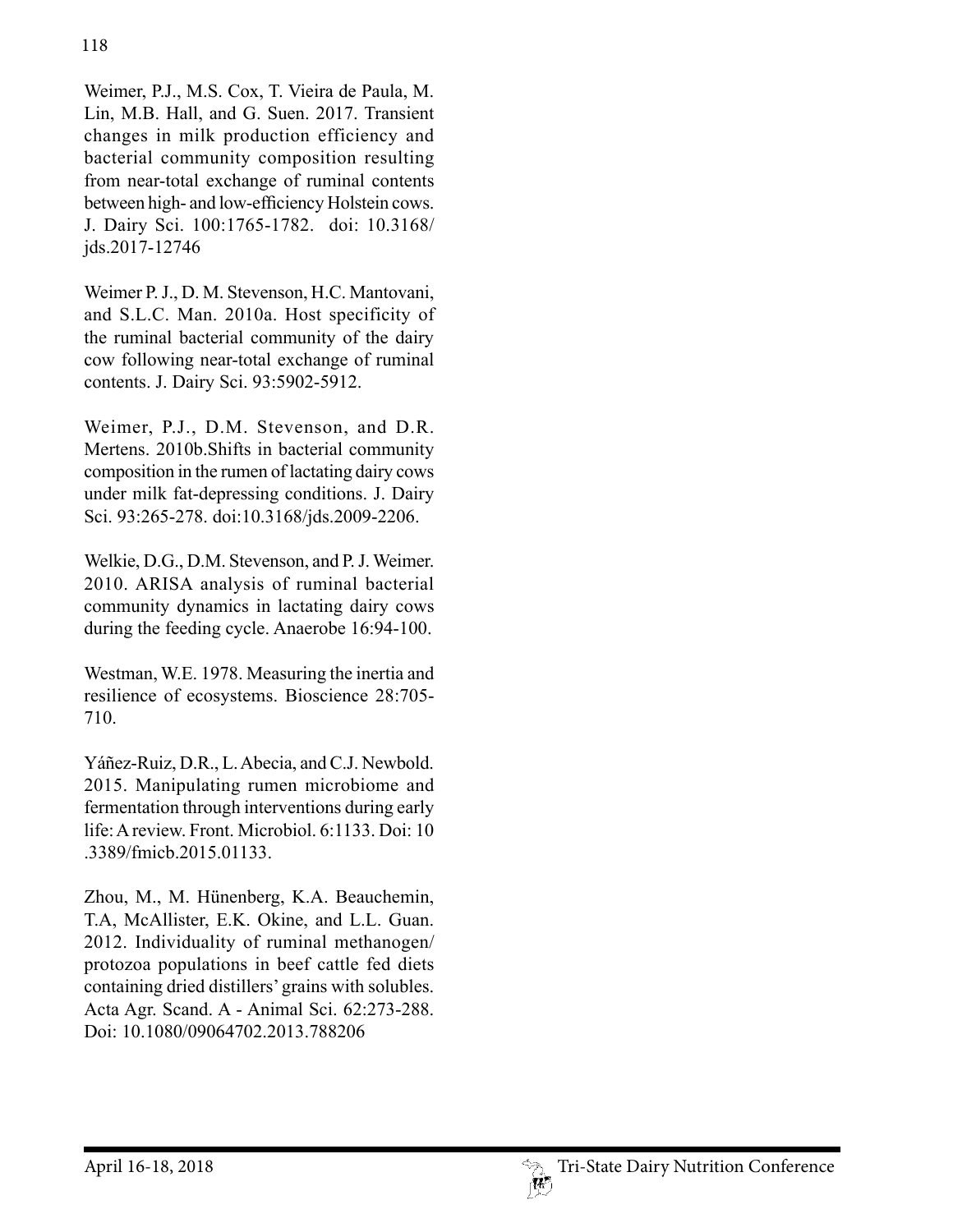Weimer, P.J., M.S. Cox, T. Vieira de Paula, M. Lin, M.B. Hall, and G. Suen. 2017. Transient changes in milk production efficiency and bacterial community composition resulting from near-total exchange of ruminal contents between high- and low-efficiency Holstein cows. J. Dairy Sci. 100:1765-1782. doi: 10.3168/jds.2017-12746

Weimer P. J., D. M. Stevenson, H.C. Mantovani, and S.L.C. Man. 2010a. Host specificity of the ruminal bacterial community of the dairy cow following near-total exchange of ruminal contents. J. Dairy Sci. 93:5902-5912.

Weimer, P.J., D.M. Stevenson, and D.R. Mertens. 2010b.Shifts in bacterial community composition in the rumen of lactating dairy cows under milk fat-depressing conditions. J. Dairy Sci. 93:265-278. doi:10.3168/jds.2009-2206.

Welkie, D.G., D.M. Stevenson, and P. J. Weimer. 2010. ARISA analysis of ruminal bacterial community dynamics in lactating dairy cows during the feeding cycle. Anaerobe 16:94-100.

Westman, W.E. 1978. Measuring the inertia and resilience of ecosystems. Bioscience 28:705-710.

Yáñez-Ruiz, D.R., L. Abecia, and C.J. Newbold. 2015. Manipulating rumen microbiome and fermentation through interventions during early life: A review. Front. Microbiol. 6:1133. Doi: 10 .3389/fmicb.2015.01133.

Zhou, M., M. Hünenberg, K.A. Beauchemin, T.A, McAllister, E.K. Okine, and L.L. Guan. 2012. Individuality of ruminal methanogen/protozoa populations in beef cattle fed diets containing dried distillers' grains with solubles. Acta Agr. Scand. A - Animal Sci. 62:273-288. Doi: 10.1080/09064702.2013.788206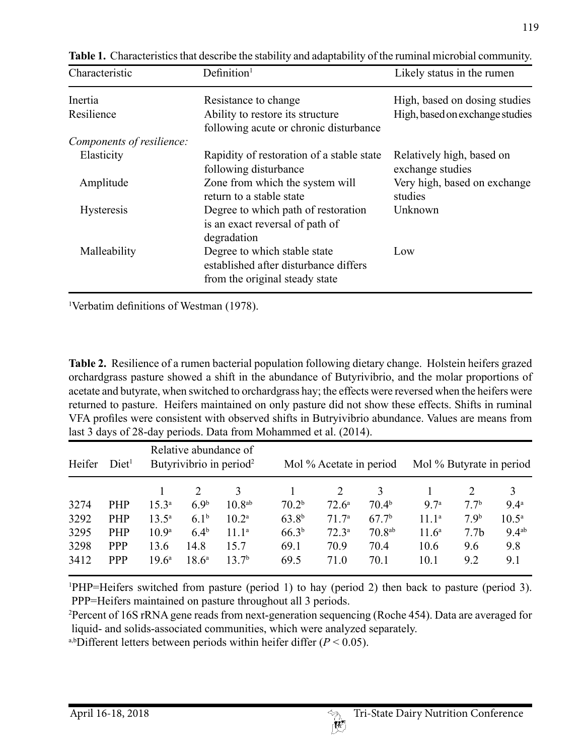**Table 1.** Characteristics that describe the stability and adaptability of the ruminal microbial community.

| Characteristic | Definition[1] | Likely status in the rumen |
|---|---|---|
| Inertia | Resistance to change | High, based on dosing studies |
| Resilience | Ability to restore its structure following acute or chronic disturbance | High, based on exchange studies |
| *Components of resilience:* | | |
| Elasticity | Rapidity of restoration of a stable state following disturbance | Relatively high, based on exchange studies |
| Amplitude | Zone from which the system will return to a stable state | Very high, based on exchange studies |
| Hysteresis | Degree to which path of restoration is an exact reversal of path of degradation | Unknown |
| Malleability | Degree to which stable state established after disturbance differs from the original steady state | Low |

[1]Verbatim definitions of Westman (1978).

**Table 2.** Resilience of a rumen bacterial population following dietary change. Holstein heifers grazed orchardgrass pasture showed a shift in the abundance of Butyrivibrio, and the molar proportions of acetate and butyrate, when switched to orchardgrass hay; the effects were reversed when the heifers were returned to pasture. Heifers maintained on only pasture did not show these effects. Shifts in ruminal VFA profiles were consistent with observed shifts in Butryivibrio abundance. Values are means from last 3 days of 28-day periods. Data from Mohammed et al. (2014).

| Heifer | Diet[1] | Relative abundance of Butyrivibrio in period[2] | | | Mol % Acetate in period | | | Mol % Butyrate in period | | |
|---|---|---|---|---|---|---|---|---|---|---|
| | | 1 | 2 | 3 | 1 | 2 | 3 | 1 | 2 | 3 |
| 3274 | PHP | 15.3[a] | 6.9[b] | 10.8[ab] | 70.2[b] | 72.6[a] | 70.4[b] | 9.7[a] | 7.7[b] | 9.4[a] |
| 3292 | PHP | 13.5[a] | 6.1[b] | 10.2[a] | 63.8[b] | 71.7[a] | 67.7[b] | 11.1[a] | 7.9[b] | 10.5[a] |
| 3295 | PHP | 10.9[a] | 6.4[b] | 11.1[a] | 66.3[b] | 72.3[a] | 70.8[ab] | 11.6[a] | 7.7b | 9.4[ab] |
| 3298 | PPP | 13.6 | 14.8 | 15.7 | 69.1 | 70.9 | 70.4 | 10.6 | 9.6 | 9.8 |
| 3412 | PPP | 19.6[a] | 18.6[a] | 13.7[b] | 69.5 | 71.0 | 70.1 | 10.1 | 9.2 | 9.1 |

[1]PHP=Heifers switched from pasture (period 1) to hay (period 2) then back to pasture (period 3). PPP=Heifers maintained on pasture throughout all 3 periods.

[2]Percent of 16S rRNA gene reads from next-generation sequencing (Roche 454). Data are averaged for liquid- and solids-associated communities, which were analyzed separately.

[a,b]Different letters between periods within heifer differ ($P < 0.05$).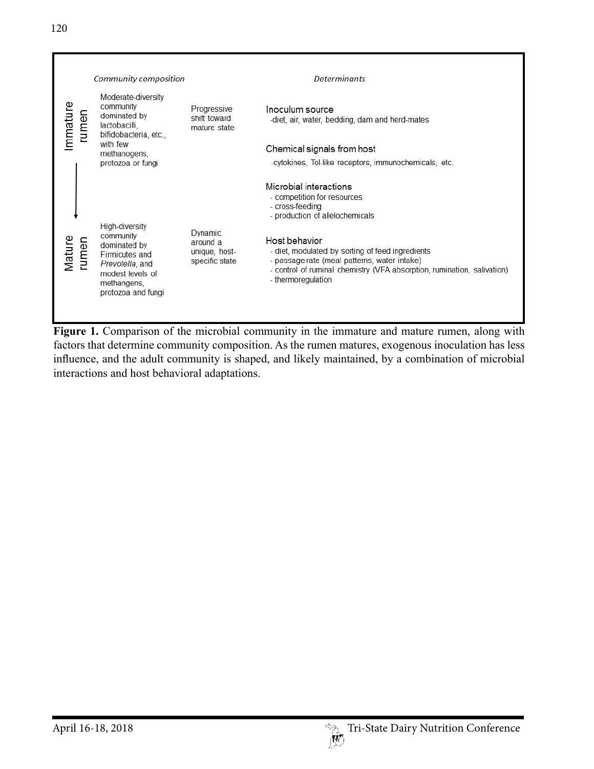Community composition

Determinants

Immature rumen

Moderate-diversity community dominated by lactobacilli, bifidobacteria, etc., with few methanogens, protozoa or fungi

Progressive shift toward mature state

Inoculum source
-diet, air, water, bedding, dam and herd-mates

Chemical signals from host
-cytokines, Tol-like receptors, immunochemicals, etc.

Microbial interactions
- competition for resources
- cross-feeding
- production of allelochemicals

Mature rumen

High-diversity community dominated by Firmicutes and *Prevotella*, and modest levels of methangens, protozoa and fungi

Dynamic around a unique, host-specific state

Host behavior
- diet, modulated by sorting of feed ingredients
- passage rate (meal patterns, water intake)
- control of ruminal chemistry (VFA absorption, rumination, salivation)
- thermoregulation

**Figure 1.** Comparison of the microbial community in the immature and mature rumen, along with factors that determine community composition. As the rumen matures, exogenous inoculation has less influence, and the adult community is shaped, and likely maintained, by a combination of microbial interactions and host behavioral adaptations.